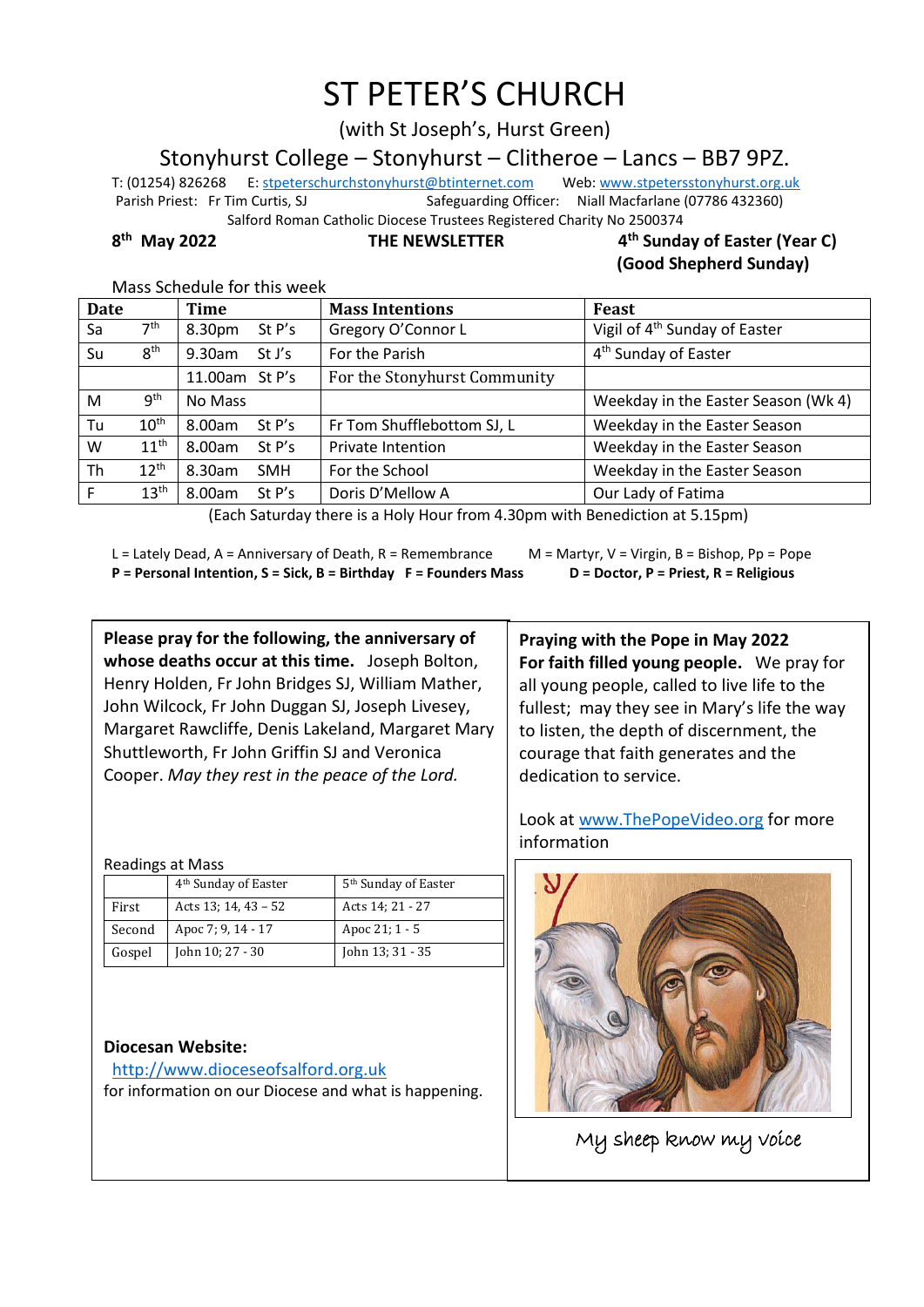# ST PETER'S CHURCH

(with St Joseph's, Hurst Green)

Stonyhurst College – Stonyhurst – Clitheroe – Lancs – BB7 9PZ.

T: (01254) 826268 E: stpeterschurchstonyhurst@btinternet.com Web: www.stpetersstonyhurst.org.uk

Parish Priest: Fr Tim Curtis, SJ Safeguarding Officer: Niall Macfarlane (07786 432360)

Salford Roman Catholic Diocese Trustees Registered Charity No 2500374

**8th May 2022** **THE NEWSLETTER** **4th Sunday of Easter (Year C) (Good Shepherd Sunday)**

Mass Schedule for this week

| Date | | Time | | Mass Intentions | Feast |
|---|---|---|---|---|---|
| Sa | 7th | 8.30pm | St P's | Gregory O'Connor L | Vigil of 4th Sunday of Easter |
| Su | 8th | 9.30am | St J's | For the Parish | 4th Sunday of Easter |
| | | 11.00am | St P's | For the Stonyhurst Community | |
| M | 9th | No Mass | | | Weekday in the Easter Season (Wk 4) |
| Tu | 10th | 8.00am | St P's | Fr Tom Shufflebottom SJ, L | Weekday in the Easter Season |
| W | 11th | 8.00am | St P's | Private Intention | Weekday in the Easter Season |
| Th | 12th | 8.30am | SMH | For the School | Weekday in the Easter Season |
| F | 13th | 8.00am | St P's | Doris D'Mellow A | Our Lady of Fatima |

(Each Saturday there is a Holy Hour from 4.30pm with Benediction at 5.15pm)

L = Lately Dead, A = Anniversary of Death, R = Remembrance M = Martyr, V = Virgin, B = Bishop, Pp = Pope
**P = Personal Intention, S = Sick, B = Birthday F = Founders Mass D = Doctor, P = Priest, R = Religious**

**Please pray for the following, the anniversary of whose deaths occur at this time.** Joseph Bolton, Henry Holden, Fr John Bridges SJ, William Mather, John Wilcock, Fr John Duggan SJ, Joseph Livesey, Margaret Rawcliffe, Denis Lakeland, Margaret Mary Shuttleworth, Fr John Griffin SJ and Veronica Cooper. *May they rest in the peace of the Lord.*

Readings at Mass

| | 4th Sunday of Easter | 5th Sunday of Easter |
|---|---|---|
| First | Acts 13; 14, 43 – 52 | Acts 14; 21 - 27 |
| Second | Apoc 7; 9, 14 - 17 | Apoc 21; 1 - 5 |
| Gospel | John 10; 27 - 30 | John 13; 31 - 35 |

**Diocesan Website:**
http://www.dioceseofsalford.org.uk
for information on our Diocese and what is happening.

**Praying with the Pope in May 2022**
**For faith filled young people.** We pray for all young people, called to live life to the fullest; may they see in Mary's life the way to listen, the depth of discernment, the courage that faith generates and the dedication to service.

Look at www.ThePopeVideo.org for more information

My sheep know my voice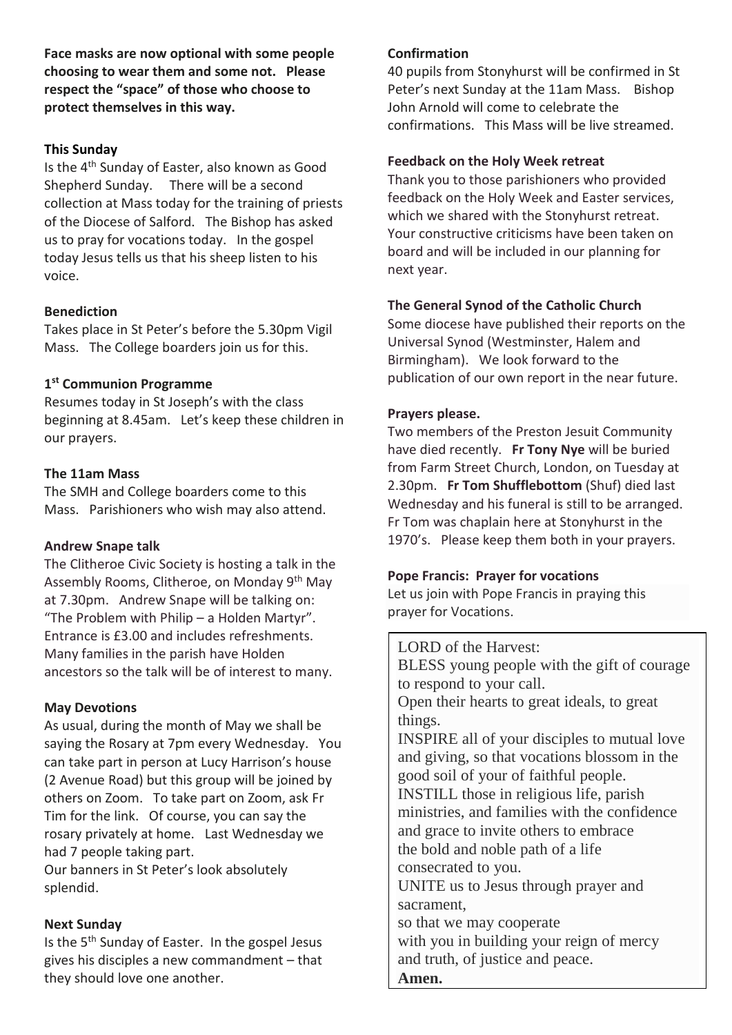**Face masks are now optional with some people choosing to wear them and some not. Please respect the "space" of those who choose to protect themselves in this way.**

**This Sunday**

Is the 4th Sunday of Easter, also known as Good Shepherd Sunday. There will be a second collection at Mass today for the training of priests of the Diocese of Salford. The Bishop has asked us to pray for vocations today. In the gospel today Jesus tells us that his sheep listen to his voice.

**Benediction**

Takes place in St Peter's before the 5.30pm Vigil Mass. The College boarders join us for this.

**1st Communion Programme**

Resumes today in St Joseph's with the class beginning at 8.45am. Let's keep these children in our prayers.

**The 11am Mass**

The SMH and College boarders come to this Mass. Parishioners who wish may also attend.

**Andrew Snape talk**

The Clitheroe Civic Society is hosting a talk in the Assembly Rooms, Clitheroe, on Monday 9th May at 7.30pm. Andrew Snape will be talking on: "The Problem with Philip – a Holden Martyr". Entrance is £3.00 and includes refreshments. Many families in the parish have Holden ancestors so the talk will be of interest to many.

**May Devotions**

As usual, during the month of May we shall be saying the Rosary at 7pm every Wednesday. You can take part in person at Lucy Harrison's house (2 Avenue Road) but this group will be joined by others on Zoom. To take part on Zoom, ask Fr Tim for the link. Of course, you can say the rosary privately at home. Last Wednesday we had 7 people taking part.

Our banners in St Peter's look absolutely splendid.

**Next Sunday**

Is the 5th Sunday of Easter. In the gospel Jesus gives his disciples a new commandment – that they should love one another.

**Confirmation**

40 pupils from Stonyhurst will be confirmed in St Peter's next Sunday at the 11am Mass. Bishop John Arnold will come to celebrate the confirmations. This Mass will be live streamed.

**Feedback on the Holy Week retreat**

Thank you to those parishioners who provided feedback on the Holy Week and Easter services, which we shared with the Stonyhurst retreat. Your constructive criticisms have been taken on board and will be included in our planning for next year.

**The General Synod of the Catholic Church**

Some diocese have published their reports on the Universal Synod (Westminster, Halem and Birmingham). We look forward to the publication of our own report in the near future.

**Prayers please.**

Two members of the Preston Jesuit Community have died recently. **Fr Tony Nye** will be buried from Farm Street Church, London, on Tuesday at 2.30pm. **Fr Tom Shufflebottom** (Shuf) died last Wednesday and his funeral is still to be arranged. Fr Tom was chaplain here at Stonyhurst in the 1970's. Please keep them both in your prayers.

**Pope Francis: Prayer for vocations**

Let us join with Pope Francis in praying this prayer for Vocations.

LORD of the Harvest:
BLESS young people with the gift of courage to respond to your call.
Open their hearts to great ideals, to great things.
INSPIRE all of your disciples to mutual love and giving, so that vocations blossom in the good soil of your of faithful people.
INSTILL those in religious life, parish ministries, and families with the confidence and grace to invite others to embrace the bold and noble path of a life consecrated to you.
UNITE us to Jesus through prayer and sacrament,
so that we may cooperate
with you in building your reign of mercy and truth, of justice and peace.
**Amen.**